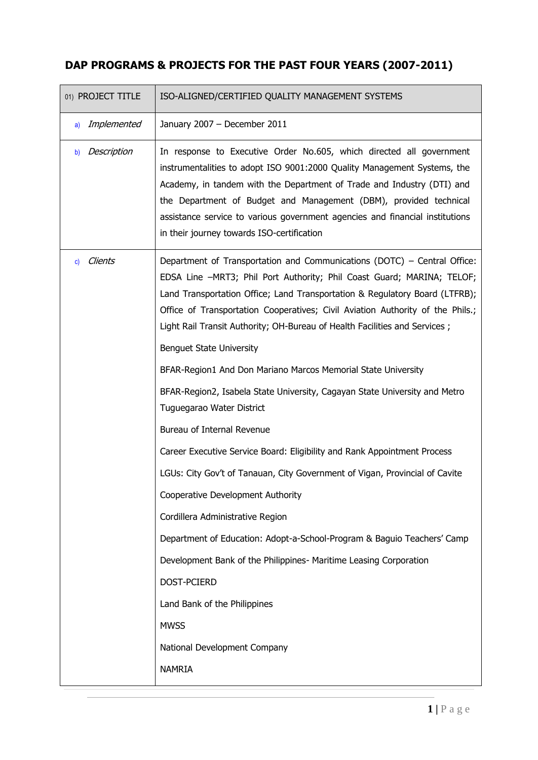## DAP PROGRAMS & PROJECTS FOR THE PAST FOUR YEARS (2007-2011)

| 01) PROJECT TITLE | ISO-ALIGNED/CERTIFIED QUALITY MANAGEMENT SYSTEMS |
|---|---|
| a) *Implemented* | January 2007 – December 2011 |
| b) *Description* | In response to Executive Order No.605, which directed all government instrumentalities to adopt ISO 9001:2000 Quality Management Systems, the Academy, in tandem with the Department of Trade and Industry (DTI) and the Department of Budget and Management (DBM), provided technical assistance service to various government agencies and financial institutions in their journey towards ISO-certification |
| c) *Clients* | Department of Transportation and Communications (DOTC) – Central Office: EDSA Line –MRT3; Phil Port Authority; Phil Coast Guard; MARINA; TELOF; Land Transportation Office; Land Transportation & Regulatory Board (LTFRB); Office of Transportation Cooperatives; Civil Aviation Authority of the Phils.; Light Rail Transit Authority; OH-Bureau of Health Facilities and Services ;<br><br>Benguet State University<br><br>BFAR-Region1 And Don Mariano Marcos Memorial State University<br><br>BFAR-Region2, Isabela State University, Cagayan State University and Metro Tuguegarao Water District<br><br>Bureau of Internal Revenue<br><br>Career Executive Service Board: Eligibility and Rank Appointment Process<br><br>LGUs: City Gov't of Tanauan, City Government of Vigan, Provincial of Cavite<br><br>Cooperative Development Authority<br><br>Cordillera Administrative Region<br><br>Department of Education: Adopt-a-School-Program & Baguio Teachers' Camp<br><br>Development Bank of the Philippines- Maritime Leasing Corporation<br><br>DOST-PCIERD<br><br>Land Bank of the Philippines<br><br>MWSS<br><br>National Development Company<br><br>NAMRIA |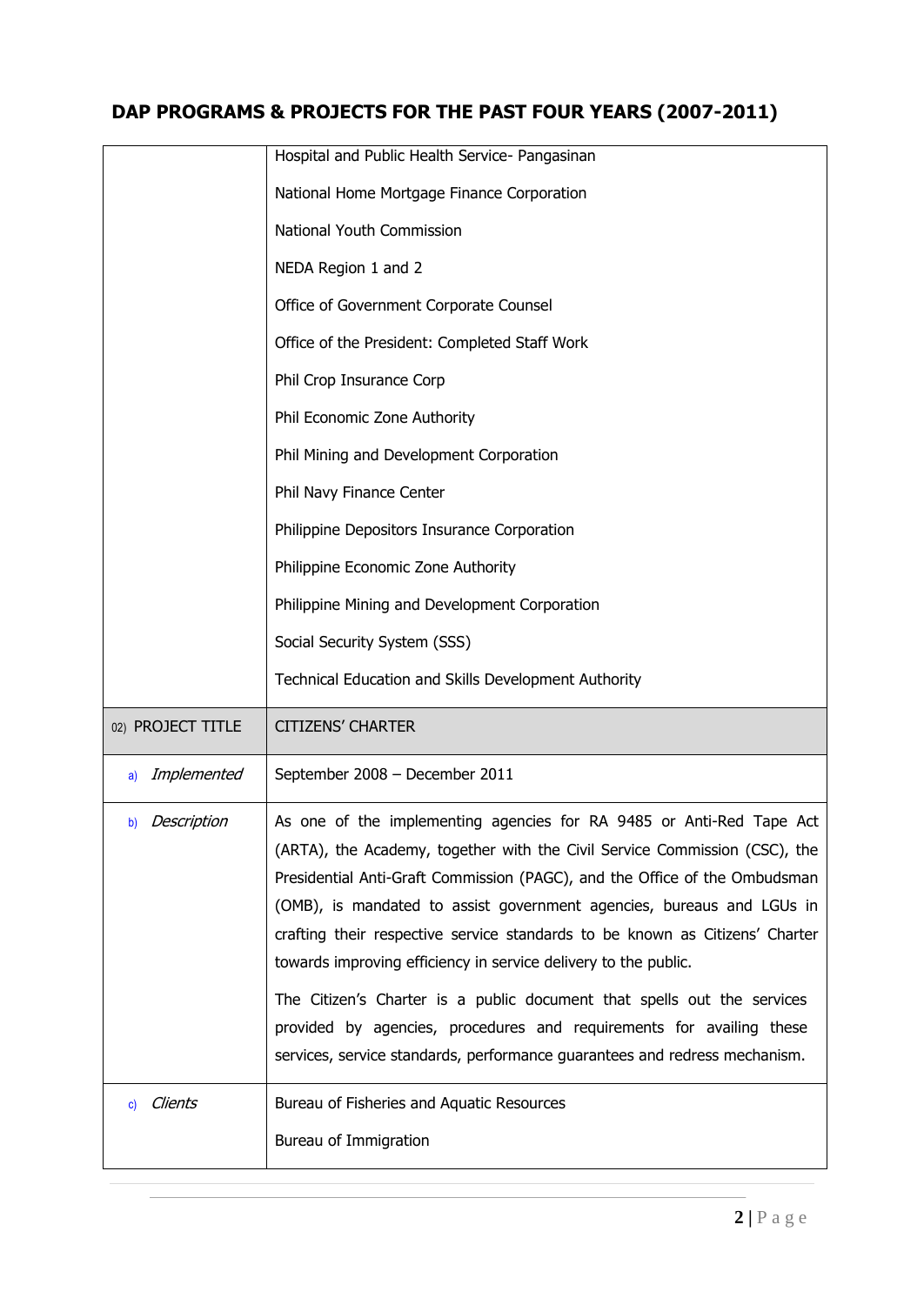## DAP PROGRAMS & PROJECTS FOR THE PAST FOUR YEARS (2007-2011)

| | |
|---|---|
| | Hospital and Public Health Service- Pangasinan<br>National Home Mortgage Finance Corporation<br>National Youth Commission<br>NEDA Region 1 and 2<br>Office of Government Corporate Counsel<br>Office of the President: Completed Staff Work<br>Phil Crop Insurance Corp<br>Phil Economic Zone Authority<br>Phil Mining and Development Corporation<br>Phil Navy Finance Center<br>Philippine Depositors Insurance Corporation<br>Philippine Economic Zone Authority<br>Philippine Mining and Development Corporation<br>Social Security System (SSS)<br>Technical Education and Skills Development Authority |
| 02) PROJECT TITLE | CITIZENS' CHARTER |
| a) *Implemented* | September 2008 – December 2011 |
| b) *Description* | As one of the implementing agencies for RA 9485 or Anti-Red Tape Act (ARTA), the Academy, together with the Civil Service Commission (CSC), the Presidential Anti-Graft Commission (PAGC), and the Office of the Ombudsman (OMB), is mandated to assist government agencies, bureaus and LGUs in crafting their respective service standards to be known as Citizens' Charter towards improving efficiency in service delivery to the public.<br><br>The Citizen's Charter is a public document that spells out the services provided by agencies, procedures and requirements for availing these services, service standards, performance guarantees and redress mechanism. |
| c) *Clients* | Bureau of Fisheries and Aquatic Resources<br>Bureau of Immigration |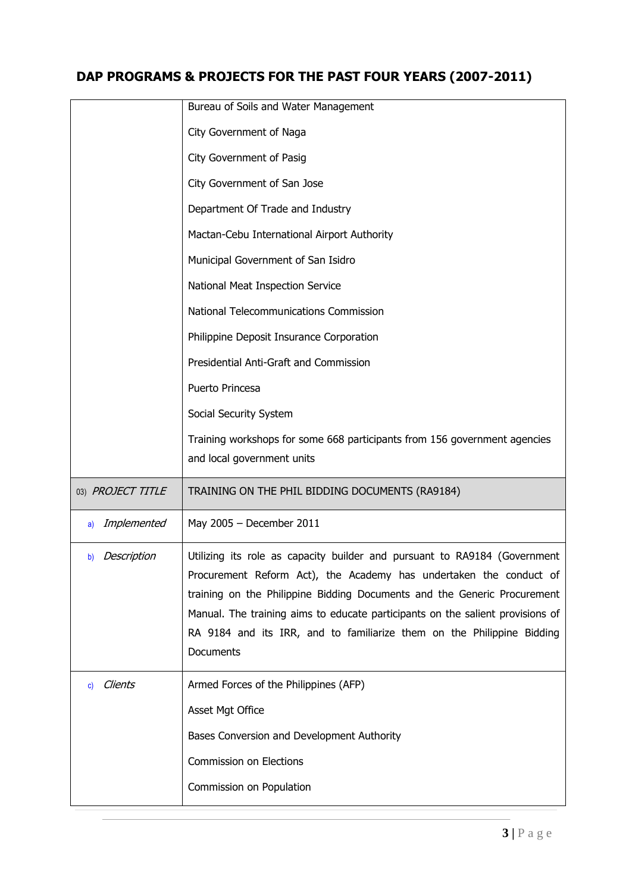## DAP PROGRAMS & PROJECTS FOR THE PAST FOUR YEARS (2007-2011)

| | |
|---|---|
| | Bureau of Soils and Water Management<br>City Government of Naga<br>City Government of Pasig<br>City Government of San Jose<br>Department Of Trade and Industry<br>Mactan-Cebu International Airport Authority<br>Municipal Government of San Isidro<br>National Meat Inspection Service<br>National Telecommunications Commission<br>Philippine Deposit Insurance Corporation<br>Presidential Anti-Graft and Commission<br>Puerto Princesa<br>Social Security System<br>Training workshops for some 668 participants from 156 government agencies and local government units |
| 03) *PROJECT TITLE* | TRAINING ON THE PHIL BIDDING DOCUMENTS (RA9184) |
| a) *Implemented* | May 2005 – December 2011 |
| b) *Description* | Utilizing its role as capacity builder and pursuant to RA9184 (Government Procurement Reform Act), the Academy has undertaken the conduct of training on the Philippine Bidding Documents and the Generic Procurement Manual. The training aims to educate participants on the salient provisions of RA 9184 and its IRR, and to familiarize them on the Philippine Bidding Documents |
| c) *Clients* | Armed Forces of the Philippines (AFP)<br>Asset Mgt Office<br>Bases Conversion and Development Authority<br>Commission on Elections<br>Commission on Population |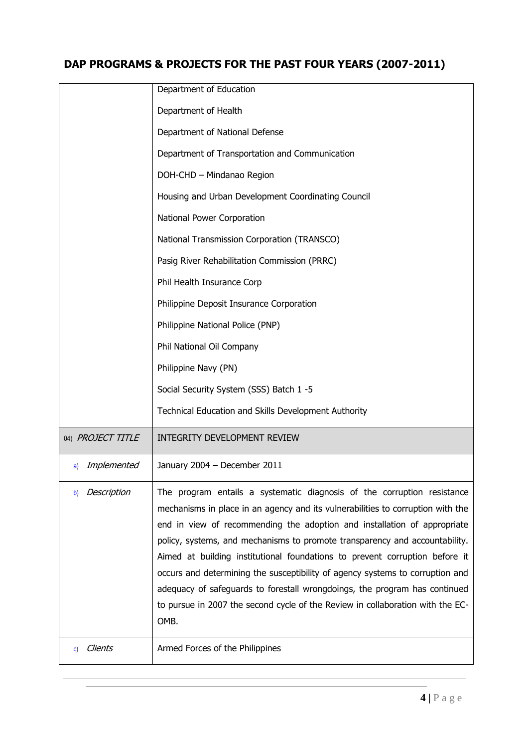## DAP PROGRAMS & PROJECTS FOR THE PAST FOUR YEARS (2007-2011)

| | |
|---|---|
| | Department of Education |
| | Department of Health |
| | Department of National Defense |
| | Department of Transportation and Communication |
| | DOH-CHD – Mindanao Region |
| | Housing and Urban Development Coordinating Council |
| | National Power Corporation |
| | National Transmission Corporation (TRANSCO) |
| | Pasig River Rehabilitation Commission (PRRC) |
| | Phil Health Insurance Corp |
| | Philippine Deposit Insurance Corporation |
| | Philippine National Police (PNP) |
| | Phil National Oil Company |
| | Philippine Navy (PN) |
| | Social Security System (SSS) Batch 1 -5 |
| | Technical Education and Skills Development Authority |
| 04) *PROJECT TITLE* | INTEGRITY DEVELOPMENT REVIEW |
| a) *Implemented* | January 2004 – December 2011 |
| b) *Description* | The program entails a systematic diagnosis of the corruption resistance mechanisms in place in an agency and its vulnerabilities to corruption with the end in view of recommending the adoption and installation of appropriate policy, systems, and mechanisms to promote transparency and accountability. Aimed at building institutional foundations to prevent corruption before it occurs and determining the susceptibility of agency systems to corruption and adequacy of safeguards to forestall wrongdoings, the program has continued to pursue in 2007 the second cycle of the Review in collaboration with the EC-OMB. |
| c) *Clients* | Armed Forces of the Philippines |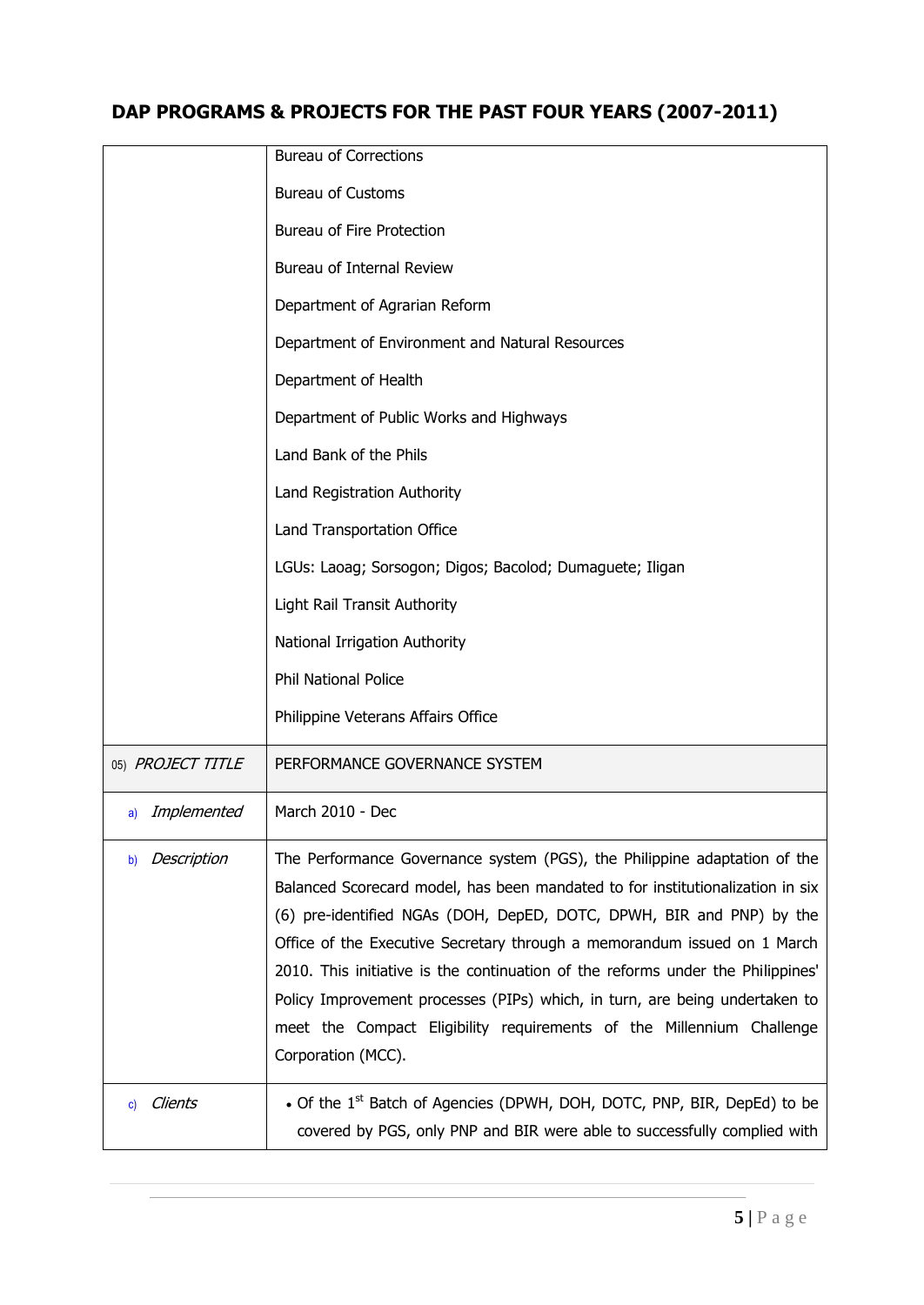# DAP PROGRAMS & PROJECTS FOR THE PAST FOUR YEARS (2007-2011)

| | |
|---|---|
| | Bureau of Corrections<br><br>Bureau of Customs<br><br>Bureau of Fire Protection<br><br>Bureau of Internal Review<br><br>Department of Agrarian Reform<br><br>Department of Environment and Natural Resources<br><br>Department of Health<br><br>Department of Public Works and Highways<br><br>Land Bank of the Phils<br><br>Land Registration Authority<br><br>Land Transportation Office<br><br>LGUs: Laoag; Sorsogon; Digos; Bacolod; Dumaguete; Iligan<br><br>Light Rail Transit Authority<br><br>National Irrigation Authority<br><br>Phil National Police<br><br>Philippine Veterans Affairs Office |
| 05) *PROJECT TITLE* | PERFORMANCE GOVERNANCE SYSTEM |
| a) *Implemented* | March 2010 - Dec |
| b) *Description* | The Performance Governance system (PGS), the Philippine adaptation of the Balanced Scorecard model, has been mandated to for institutionalization in six (6) pre-identified NGAs (DOH, DepED, DOTC, DPWH, BIR and PNP) by the Office of the Executive Secretary through a memorandum issued on 1 March 2010. This initiative is the continuation of the reforms under the Philippines' Policy Improvement processes (PIPs) which, in turn, are being undertaken to meet the Compact Eligibility requirements of the Millennium Challenge Corporation (MCC). |
| c) *Clients* | • Of the 1st Batch of Agencies (DPWH, DOH, DOTC, PNP, BIR, DepEd) to be covered by PGS, only PNP and BIR were able to successfully complied with |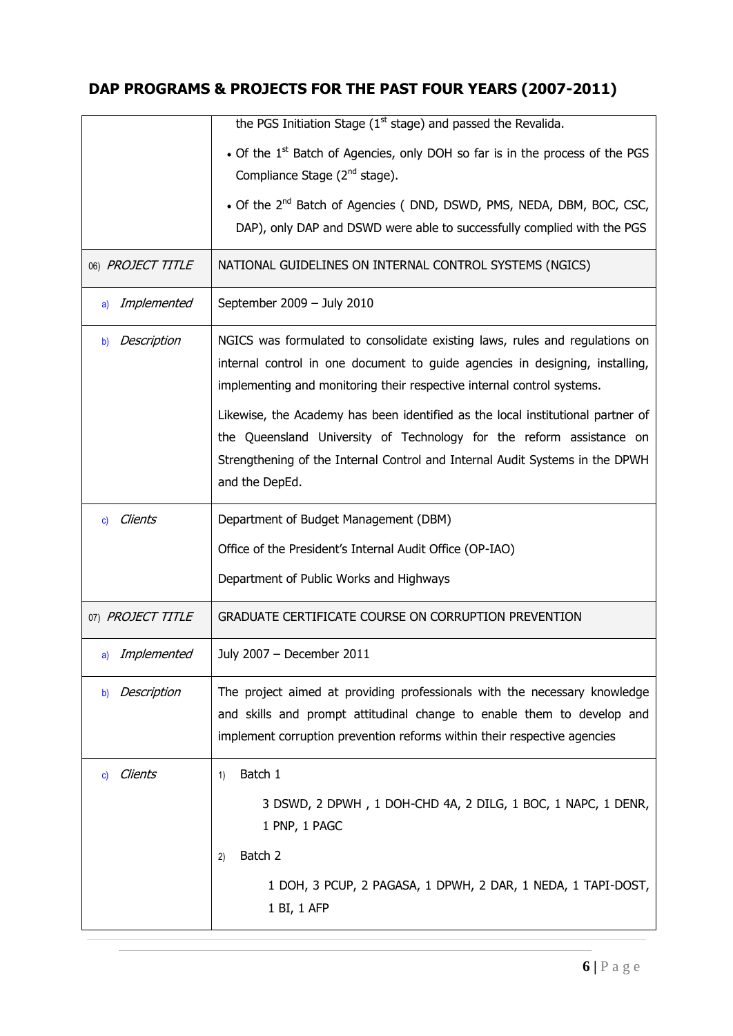## DAP PROGRAMS & PROJECTS FOR THE PAST FOUR YEARS (2007-2011)

| | |
|---|---|
| | the PGS Initiation Stage (1st stage) and passed the Revalida.<br>• Of the 1st Batch of Agencies, only DOH so far is in the process of the PGS Compliance Stage (2nd stage).<br>• Of the 2nd Batch of Agencies ( DND, DSWD, PMS, NEDA, DBM, BOC, CSC, DAP), only DAP and DSWD were able to successfully complied with the PGS |
| 06) *PROJECT TITLE* | NATIONAL GUIDELINES ON INTERNAL CONTROL SYSTEMS (NGICS) |
| a) *Implemented* | September 2009 – July 2010 |
| b) *Description* | NGICS was formulated to consolidate existing laws, rules and regulations on internal control in one document to guide agencies in designing, installing, implementing and monitoring their respective internal control systems.<br><br>Likewise, the Academy has been identified as the local institutional partner of the Queensland University of Technology for the reform assistance on Strengthening of the Internal Control and Internal Audit Systems in the DPWH and the DepEd. |
| c) *Clients* | Department of Budget Management (DBM)<br>Office of the President's Internal Audit Office (OP-IAO)<br>Department of Public Works and Highways |
| 07) *PROJECT TITLE* | GRADUATE CERTIFICATE COURSE ON CORRUPTION PREVENTION |
| a) *Implemented* | July 2007 – December 2011 |
| b) *Description* | The project aimed at providing professionals with the necessary knowledge and skills and prompt attitudinal change to enable them to develop and implement corruption prevention reforms within their respective agencies |
| c) *Clients* | 1) Batch 1<br>3 DSWD, 2 DPWH , 1 DOH-CHD 4A, 2 DILG, 1 BOC, 1 NAPC, 1 DENR, 1 PNP, 1 PAGC<br>2) Batch 2<br>1 DOH, 3 PCUP, 2 PAGASA, 1 DPWH, 2 DAR, 1 NEDA, 1 TAPI-DOST, 1 BI, 1 AFP |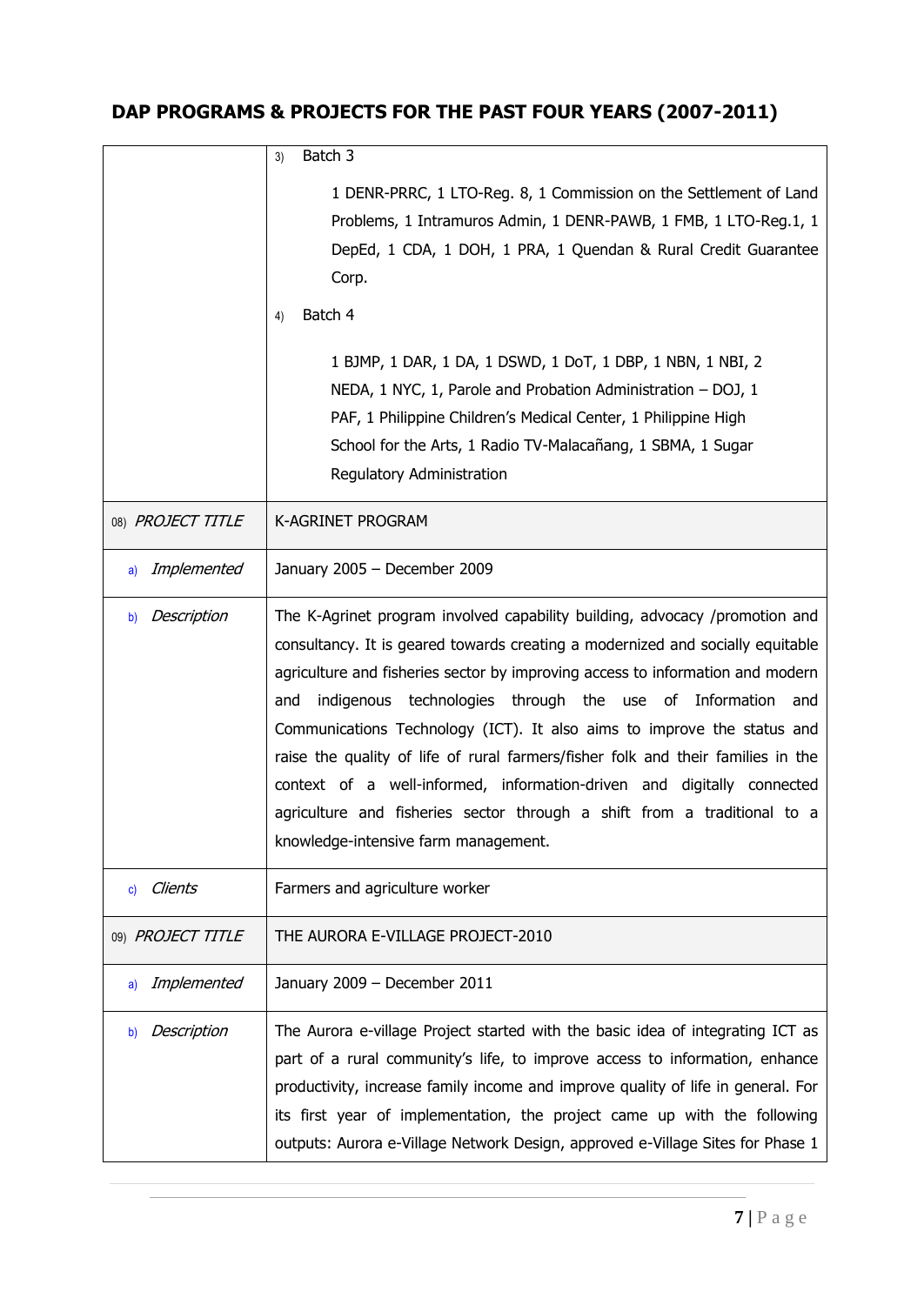## DAP PROGRAMS & PROJECTS FOR THE PAST FOUR YEARS (2007-2011)

| | |
|---|---|
| | 3) Batch 3<br><br>1 DENR-PRRC, 1 LTO-Reg. 8, 1 Commission on the Settlement of Land Problems, 1 Intramuros Admin, 1 DENR-PAWB, 1 FMB, 1 LTO-Reg.1, 1 DepEd, 1 CDA, 1 DOH, 1 PRA, 1 Quendan & Rural Credit Guarantee Corp.<br><br>4) Batch 4<br><br>1 BJMP, 1 DAR, 1 DA, 1 DSWD, 1 DoT, 1 DBP, 1 NBN, 1 NBI, 2 NEDA, 1 NYC, 1, Parole and Probation Administration – DOJ, 1 PAF, 1 Philippine Children's Medical Center, 1 Philippine High School for the Arts, 1 Radio TV-Malacañang, 1 SBMA, 1 Sugar Regulatory Administration |
| 08) *PROJECT TITLE* | K-AGRINET PROGRAM |
| a) *Implemented* | January 2005 – December 2009 |
| b) *Description* | The K-Agrinet program involved capability building, advocacy /promotion and consultancy. It is geared towards creating a modernized and socially equitable agriculture and fisheries sector by improving access to information and modern and indigenous technologies through the use of Information and Communications Technology (ICT). It also aims to improve the status and raise the quality of life of rural farmers/fisher folk and their families in the context of a well-informed, information-driven and digitally connected agriculture and fisheries sector through a shift from a traditional to a knowledge-intensive farm management. |
| c) *Clients* | Farmers and agriculture worker |
| 09) *PROJECT TITLE* | THE AURORA E-VILLAGE PROJECT-2010 |
| a) *Implemented* | January 2009 – December 2011 |
| b) *Description* | The Aurora e-village Project started with the basic idea of integrating ICT as part of a rural community's life, to improve access to information, enhance productivity, increase family income and improve quality of life in general. For its first year of implementation, the project came up with the following outputs: Aurora e-Village Network Design, approved e-Village Sites for Phase 1 |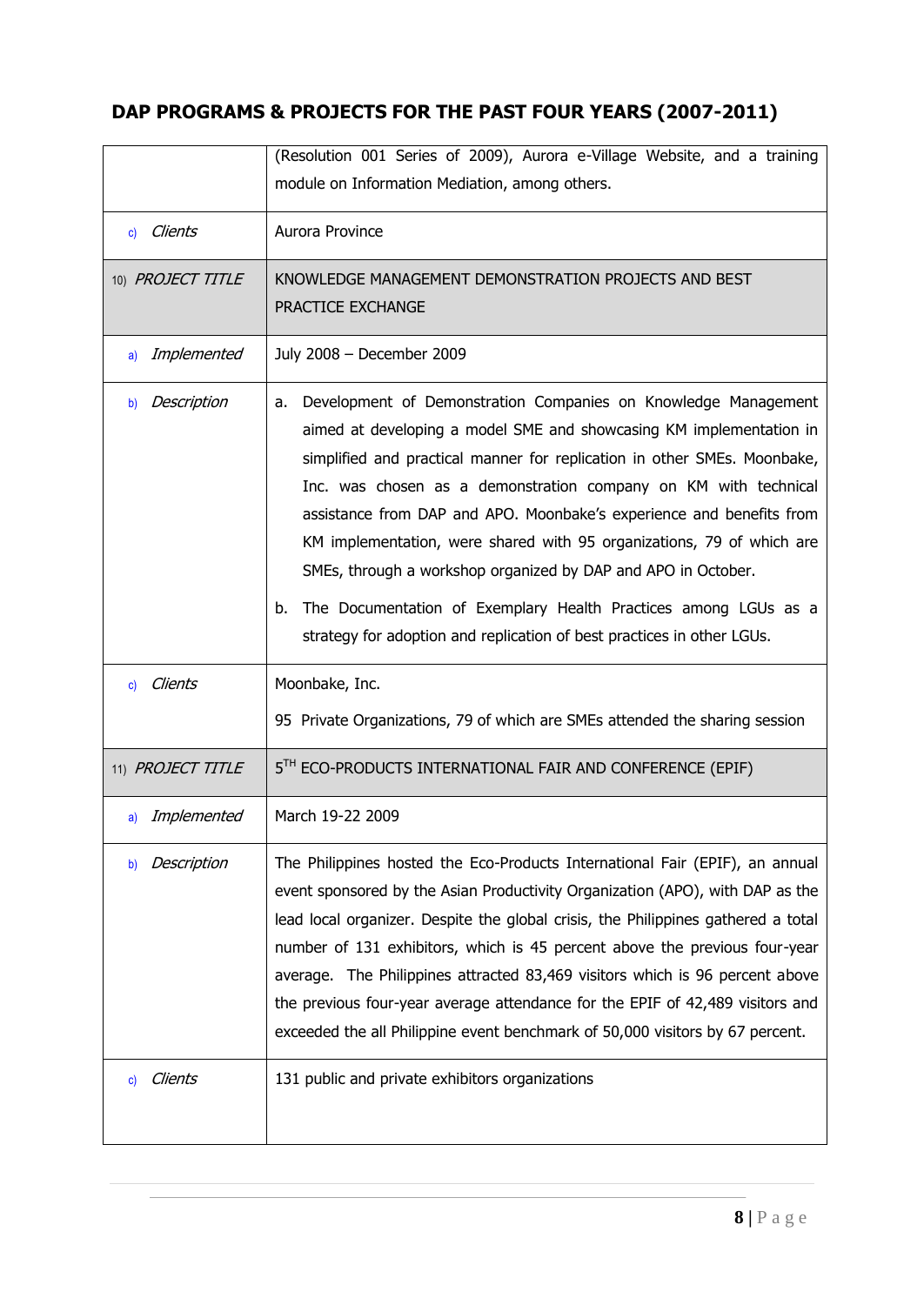## DAP PROGRAMS & PROJECTS FOR THE PAST FOUR YEARS (2007-2011)

| | |
|---|---|
| | (Resolution 001 Series of 2009), Aurora e-Village Website, and a training module on Information Mediation, among others. |
| c) *Clients* | Aurora Province |
| 10) *PROJECT TITLE* | KNOWLEDGE MANAGEMENT DEMONSTRATION PROJECTS AND BEST PRACTICE EXCHANGE |
| a) *Implemented* | July 2008 – December 2009 |
| b) *Description* | a. Development of Demonstration Companies on Knowledge Management aimed at developing a model SME and showcasing KM implementation in simplified and practical manner for replication in other SMEs. Moonbake, Inc. was chosen as a demonstration company on KM with technical assistance from DAP and APO. Moonbake's experience and benefits from KM implementation, were shared with 95 organizations, 79 of which are SMEs, through a workshop organized by DAP and APO in October.<br><br>b. The Documentation of Exemplary Health Practices among LGUs as a strategy for adoption and replication of best practices in other LGUs. |
| c) *Clients* | Moonbake, Inc.<br><br>95 Private Organizations, 79 of which are SMEs attended the sharing session |
| 11) *PROJECT TITLE* | 5TH ECO-PRODUCTS INTERNATIONAL FAIR AND CONFERENCE (EPIF) |
| a) *Implemented* | March 19-22 2009 |
| b) *Description* | The Philippines hosted the Eco-Products International Fair (EPIF), an annual event sponsored by the Asian Productivity Organization (APO), with DAP as the lead local organizer. Despite the global crisis, the Philippines gathered a total number of 131 exhibitors, which is 45 percent above the previous four-year average. The Philippines attracted 83,469 visitors which is 96 percent above the previous four-year average attendance for the EPIF of 42,489 visitors and exceeded the all Philippine event benchmark of 50,000 visitors by 67 percent. |
| c) *Clients* | 131 public and private exhibitors organizations |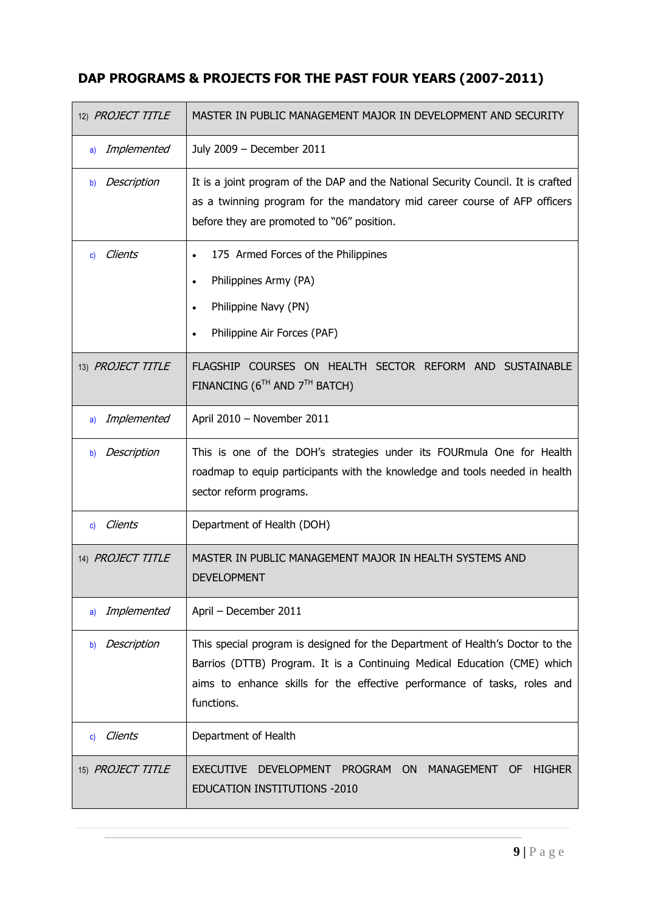## DAP PROGRAMS & PROJECTS FOR THE PAST FOUR YEARS (2007-2011)

| 12) *PROJECT TITLE* | MASTER IN PUBLIC MANAGEMENT MAJOR IN DEVELOPMENT AND SECURITY |
|---|---|
| a) *Implemented* | July 2009 – December 2011 |
| b) *Description* | It is a joint program of the DAP and the National Security Council. It is crafted as a twinning program for the mandatory mid career course of AFP officers before they are promoted to "06" position. |
| c) *Clients* | • 175 Armed Forces of the Philippines<br>• Philippines Army (PA)<br>• Philippine Navy (PN)<br>• Philippine Air Forces (PAF) |
| 13) *PROJECT TITLE* | FLAGSHIP COURSES ON HEALTH SECTOR REFORM AND SUSTAINABLE FINANCING (6TH AND 7TH BATCH) |
| a) *Implemented* | April 2010 – November 2011 |
| b) *Description* | This is one of the DOH's strategies under its FOURmula One for Health roadmap to equip participants with the knowledge and tools needed in health sector reform programs. |
| c) *Clients* | Department of Health (DOH) |
| 14) *PROJECT TITLE* | MASTER IN PUBLIC MANAGEMENT MAJOR IN HEALTH SYSTEMS AND DEVELOPMENT |
| a) *Implemented* | April – December 2011 |
| b) *Description* | This special program is designed for the Department of Health's Doctor to the Barrios (DTTB) Program. It is a Continuing Medical Education (CME) which aims to enhance skills for the effective performance of tasks, roles and functions. |
| c) *Clients* | Department of Health |
| 15) *PROJECT TITLE* | EXECUTIVE DEVELOPMENT PROGRAM ON MANAGEMENT OF HIGHER EDUCATION INSTITUTIONS -2010 |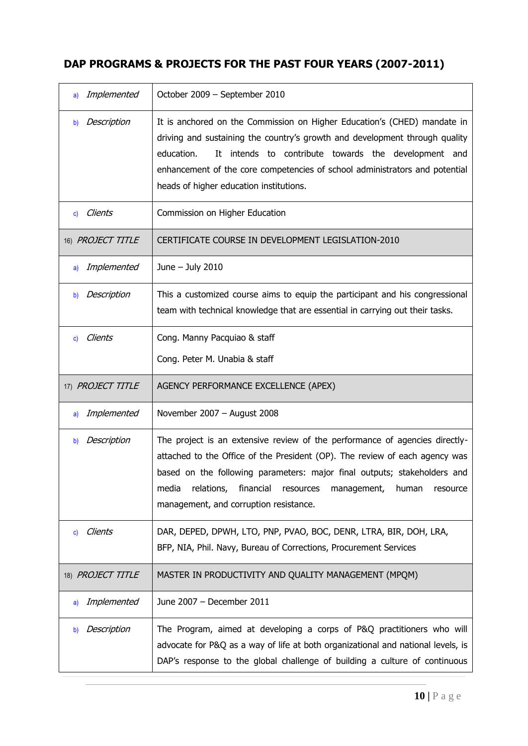## DAP PROGRAMS & PROJECTS FOR THE PAST FOUR YEARS (2007-2011)

| | |
|---|---|
| a) *Implemented* | October 2009 – September 2010 |
| b) *Description* | It is anchored on the Commission on Higher Education's (CHED) mandate in driving and sustaining the country's growth and development through quality education. It intends to contribute towards the development and enhancement of the core competencies of school administrators and potential heads of higher education institutions. |
| c) *Clients* | Commission on Higher Education |
| 16) *PROJECT TITLE* | CERTIFICATE COURSE IN DEVELOPMENT LEGISLATION-2010 |
| a) *Implemented* | June – July 2010 |
| b) *Description* | This a customized course aims to equip the participant and his congressional team with technical knowledge that are essential in carrying out their tasks. |
| c) *Clients* | Cong. Manny Pacquiao & staff<br>Cong. Peter M. Unabia & staff |
| 17) *PROJECT TITLE* | AGENCY PERFORMANCE EXCELLENCE (APEX) |
| a) *Implemented* | November 2007 – August 2008 |
| b) *Description* | The project is an extensive review of the performance of agencies directly-attached to the Office of the President (OP). The review of each agency was based on the following parameters: major final outputs; stakeholders and media relations, financial resources management, human resource management, and corruption resistance. |
| c) *Clients* | DAR, DEPED, DPWH, LTO, PNP, PVAO, BOC, DENR, LTRA, BIR, DOH, LRA, BFP, NIA, Phil. Navy, Bureau of Corrections, Procurement Services |
| 18) *PROJECT TITLE* | MASTER IN PRODUCTIVITY AND QUALITY MANAGEMENT (MPQM) |
| a) *Implemented* | June 2007 – December 2011 |
| b) *Description* | The Program, aimed at developing a corps of P&Q practitioners who will advocate for P&Q as a way of life at both organizational and national levels, is DAP's response to the global challenge of building a culture of continuous |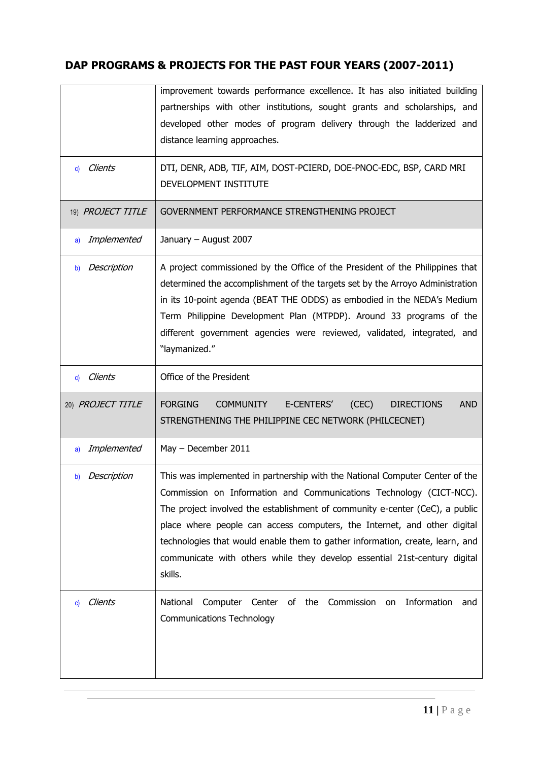## DAP PROGRAMS & PROJECTS FOR THE PAST FOUR YEARS (2007-2011)

| | |
|---|---|
| | improvement towards performance excellence. It has also initiated building partnerships with other institutions, sought grants and scholarships, and developed other modes of program delivery through the ladderized and distance learning approaches. |
| c) *Clients* | DTI, DENR, ADB, TIF, AIM, DOST-PCIERD, DOE-PNOC-EDC, BSP, CARD MRI DEVELOPMENT INSTITUTE |
| 19) *PROJECT TITLE* | GOVERNMENT PERFORMANCE STRENGTHENING PROJECT |
| a) *Implemented* | January – August 2007 |
| b) *Description* | A project commissioned by the Office of the President of the Philippines that determined the accomplishment of the targets set by the Arroyo Administration in its 10-point agenda (BEAT THE ODDS) as embodied in the NEDA's Medium Term Philippine Development Plan (MTPDP). Around 33 programs of the different government agencies were reviewed, validated, integrated, and "laymanized." |
| c) *Clients* | Office of the President |
| 20) *PROJECT TITLE* | FORGING COMMUNITY E-CENTERS' (CEC) DIRECTIONS AND STRENGTHENING THE PHILIPPINE CEC NETWORK (PHILCECNET) |
| a) *Implemented* | May – December 2011 |
| b) *Description* | This was implemented in partnership with the National Computer Center of the Commission on Information and Communications Technology (CICT-NCC). The project involved the establishment of community e-center (CeC), a public place where people can access computers, the Internet, and other digital technologies that would enable them to gather information, create, learn, and communicate with others while they develop essential 21st-century digital skills. |
| c) *Clients* | National Computer Center of the Commission on Information and Communications Technology |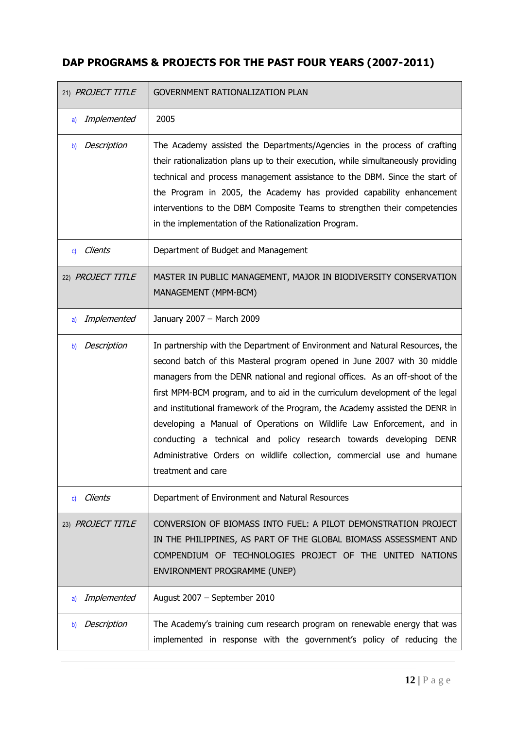## DAP PROGRAMS & PROJECTS FOR THE PAST FOUR YEARS (2007-2011)

| | |
|---|---|
| 21) *PROJECT TITLE* | GOVERNMENT RATIONALIZATION PLAN |
| a) *Implemented* | 2005 |
| b) *Description* | The Academy assisted the Departments/Agencies in the process of crafting their rationalization plans up to their execution, while simultaneously providing technical and process management assistance to the DBM. Since the start of the Program in 2005, the Academy has provided capability enhancement interventions to the DBM Composite Teams to strengthen their competencies in the implementation of the Rationalization Program. |
| c) *Clients* | Department of Budget and Management |
| 22) *PROJECT TITLE* | MASTER IN PUBLIC MANAGEMENT, MAJOR IN BIODIVERSITY CONSERVATION MANAGEMENT (MPM-BCM) |
| a) *Implemented* | January 2007 – March 2009 |
| b) *Description* | In partnership with the Department of Environment and Natural Resources, the second batch of this Masteral program opened in June 2007 with 30 middle managers from the DENR national and regional offices. As an off-shoot of the first MPM-BCM program, and to aid in the curriculum development of the legal and institutional framework of the Program, the Academy assisted the DENR in developing a Manual of Operations on Wildlife Law Enforcement, and in conducting a technical and policy research towards developing DENR Administrative Orders on wildlife collection, commercial use and humane treatment and care |
| c) *Clients* | Department of Environment and Natural Resources |
| 23) *PROJECT TITLE* | CONVERSION OF BIOMASS INTO FUEL: A PILOT DEMONSTRATION PROJECT IN THE PHILIPPINES, AS PART OF THE GLOBAL BIOMASS ASSESSMENT AND COMPENDIUM OF TECHNOLOGIES PROJECT OF THE UNITED NATIONS ENVIRONMENT PROGRAMME (UNEP) |
| a) *Implemented* | August 2007 – September 2010 |
| b) *Description* | The Academy's training cum research program on renewable energy that was implemented in response with the government's policy of reducing the |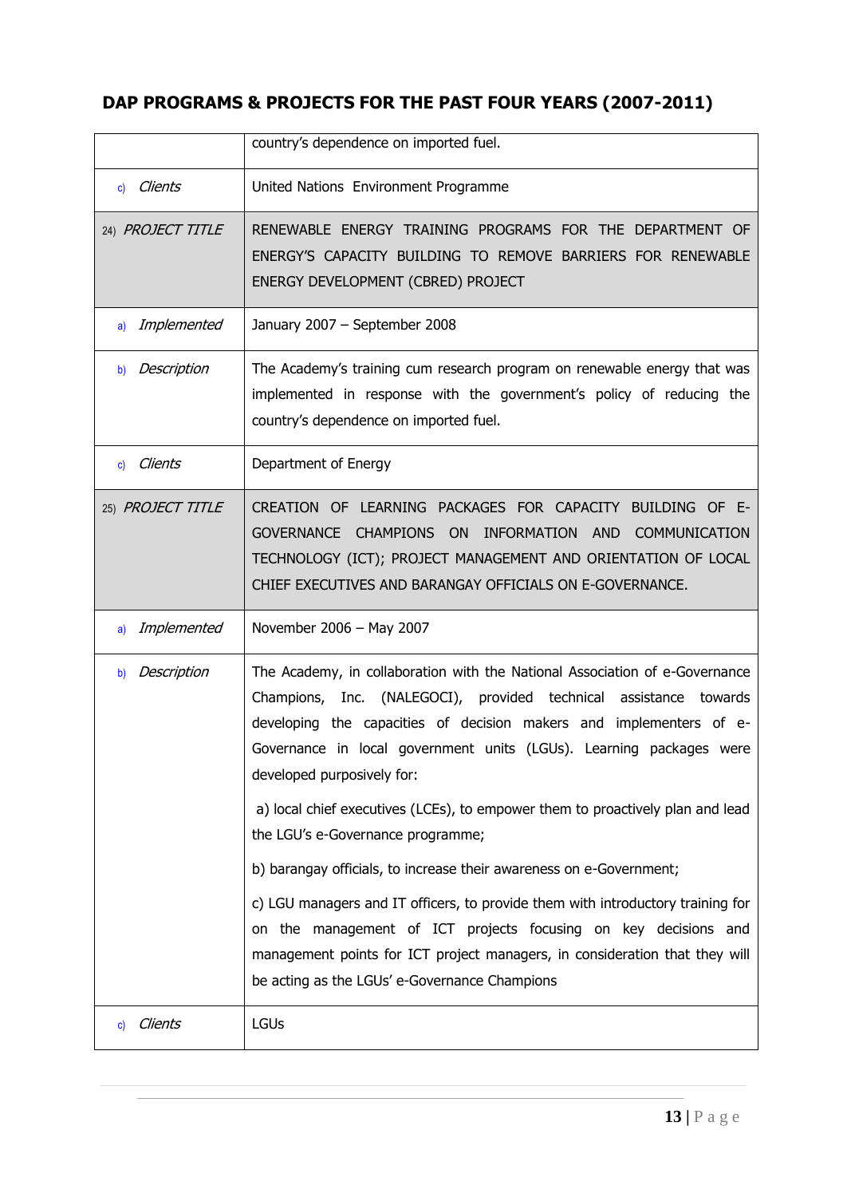## DAP PROGRAMS & PROJECTS FOR THE PAST FOUR YEARS (2007-2011)

| | |
|---|---|
| | country's dependence on imported fuel. |
| c) *Clients* | United Nations Environment Programme |
| 24) *PROJECT TITLE* | RENEWABLE ENERGY TRAINING PROGRAMS FOR THE DEPARTMENT OF ENERGY'S CAPACITY BUILDING TO REMOVE BARRIERS FOR RENEWABLE ENERGY DEVELOPMENT (CBRED) PROJECT |
| a) *Implemented* | January 2007 – September 2008 |
| b) *Description* | The Academy's training cum research program on renewable energy that was implemented in response with the government's policy of reducing the country's dependence on imported fuel. |
| c) *Clients* | Department of Energy |
| 25) *PROJECT TITLE* | CREATION OF LEARNING PACKAGES FOR CAPACITY BUILDING OF E-GOVERNANCE CHAMPIONS ON INFORMATION AND COMMUNICATION TECHNOLOGY (ICT); PROJECT MANAGEMENT AND ORIENTATION OF LOCAL CHIEF EXECUTIVES AND BARANGAY OFFICIALS ON E-GOVERNANCE. |
| a) *Implemented* | November 2006 – May 2007 |
| b) *Description* | The Academy, in collaboration with the National Association of e-Governance Champions, Inc. (NALEGOCI), provided technical assistance towards developing the capacities of decision makers and implementers of e-Governance in local government units (LGUs). Learning packages were developed purposively for: <br><br> a) local chief executives (LCEs), to empower them to proactively plan and lead the LGU's e-Governance programme; <br><br> b) barangay officials, to increase their awareness on e-Government; <br><br> c) LGU managers and IT officers, to provide them with introductory training for on the management of ICT projects focusing on key decisions and management points for ICT project managers, in consideration that they will be acting as the LGUs' e-Governance Champions |
| c) *Clients* | LGUs |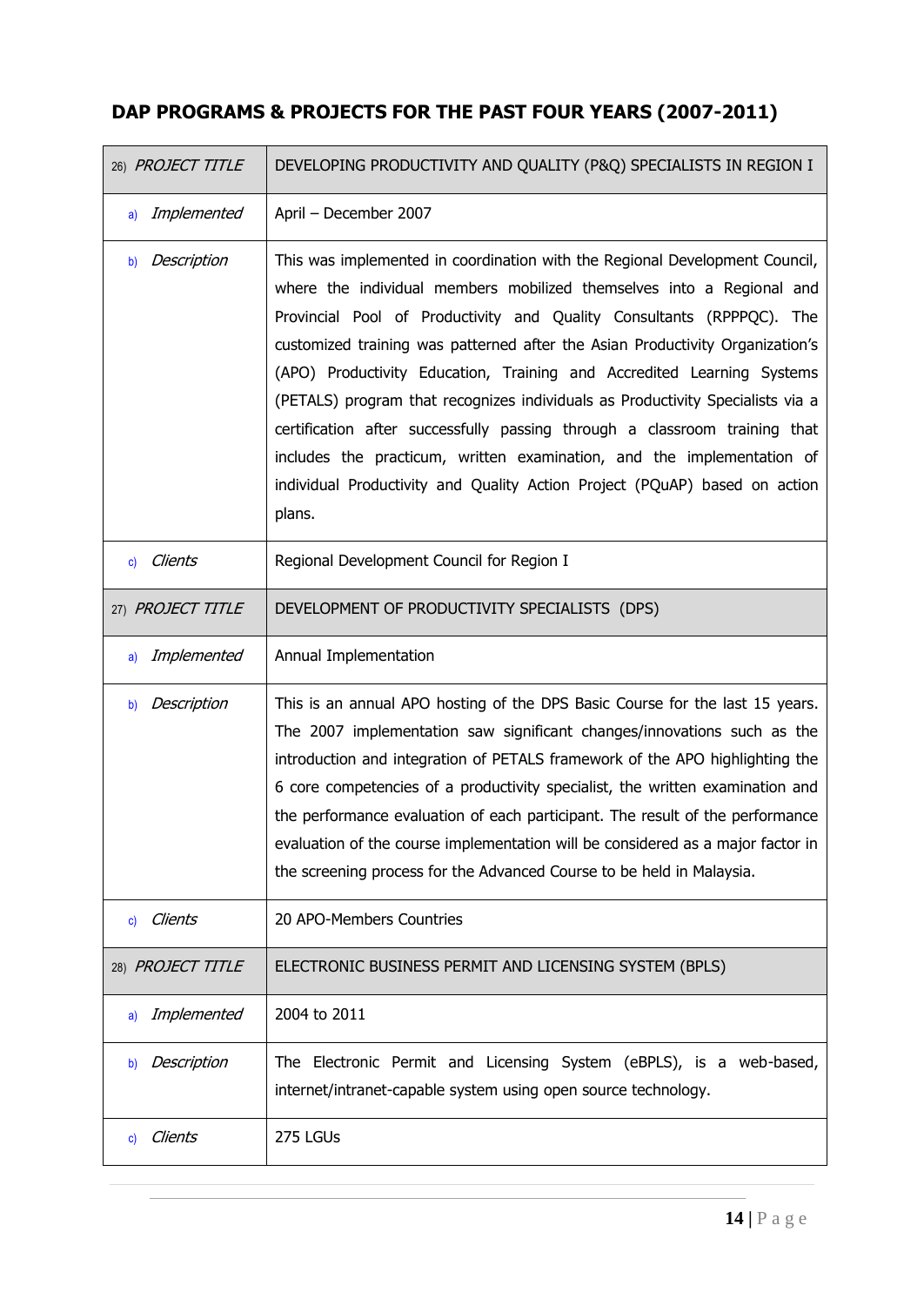## DAP PROGRAMS & PROJECTS FOR THE PAST FOUR YEARS (2007-2011)

| 26) *PROJECT TITLE* | DEVELOPING PRODUCTIVITY AND QUALITY (P&Q) SPECIALISTS IN REGION I |
|---|---|
| a) *Implemented* | April – December 2007 |
| b) *Description* | This was implemented in coordination with the Regional Development Council, where the individual members mobilized themselves into a Regional and Provincial Pool of Productivity and Quality Consultants (RPPPQC). The customized training was patterned after the Asian Productivity Organization's (APO) Productivity Education, Training and Accredited Learning Systems (PETALS) program that recognizes individuals as Productivity Specialists via a certification after successfully passing through a classroom training that includes the practicum, written examination, and the implementation of individual Productivity and Quality Action Project (PQuAP) based on action plans. |
| c) *Clients* | Regional Development Council for Region I |
| 27) *PROJECT TITLE* | DEVELOPMENT OF PRODUCTIVITY SPECIALISTS (DPS) |
| a) *Implemented* | Annual Implementation |
| b) *Description* | This is an annual APO hosting of the DPS Basic Course for the last 15 years. The 2007 implementation saw significant changes/innovations such as the introduction and integration of PETALS framework of the APO highlighting the 6 core competencies of a productivity specialist, the written examination and the performance evaluation of each participant. The result of the performance evaluation of the course implementation will be considered as a major factor in the screening process for the Advanced Course to be held in Malaysia. |
| c) *Clients* | 20 APO-Members Countries |
| 28) *PROJECT TITLE* | ELECTRONIC BUSINESS PERMIT AND LICENSING SYSTEM (BPLS) |
| a) *Implemented* | 2004 to 2011 |
| b) *Description* | The Electronic Permit and Licensing System (eBPLS), is a web-based, internet/intranet-capable system using open source technology. |
| c) *Clients* | 275 LGUs |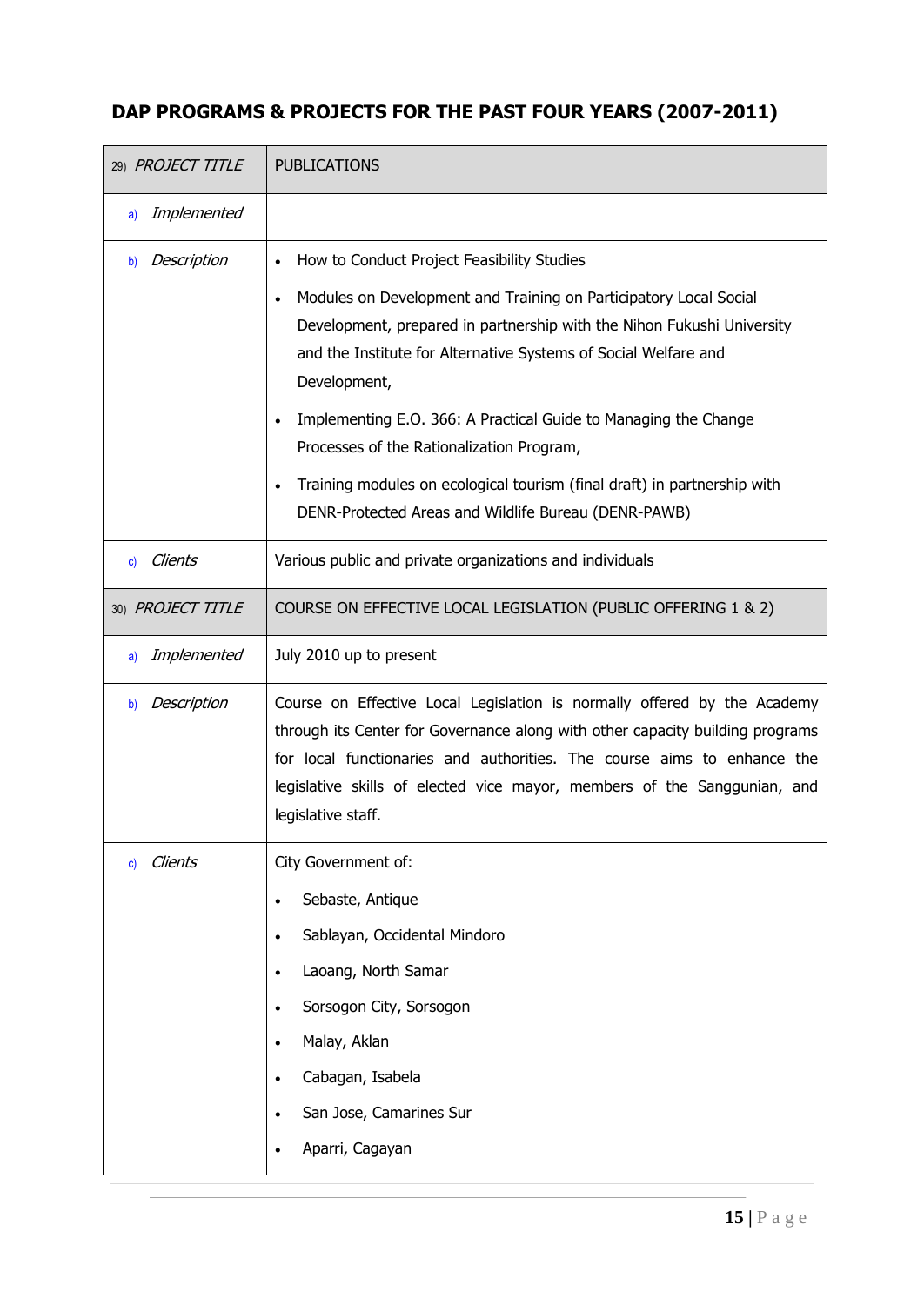## DAP PROGRAMS & PROJECTS FOR THE PAST FOUR YEARS (2007-2011)

| 29) *PROJECT TITLE* | PUBLICATIONS |
|---|---|
| a) *Implemented* | |
| b) *Description* | • How to Conduct Project Feasibility Studies<br>• Modules on Development and Training on Participatory Local Social Development, prepared in partnership with the Nihon Fukushi University and the Institute for Alternative Systems of Social Welfare and Development,<br>• Implementing E.O. 366: A Practical Guide to Managing the Change Processes of the Rationalization Program,<br>• Training modules on ecological tourism (final draft) in partnership with DENR-Protected Areas and Wildlife Bureau (DENR-PAWB) |
| c) *Clients* | Various public and private organizations and individuals |
| 30) *PROJECT TITLE* | COURSE ON EFFECTIVE LOCAL LEGISLATION (PUBLIC OFFERING 1 & 2) |
| a) *Implemented* | July 2010 up to present |
| b) *Description* | Course on Effective Local Legislation is normally offered by the Academy through its Center for Governance along with other capacity building programs for local functionaries and authorities. The course aims to enhance the legislative skills of elected vice mayor, members of the Sanggunian, and legislative staff. |
| c) *Clients* | City Government of:<br>• Sebaste, Antique<br>• Sablayan, Occidental Mindoro<br>• Laoang, North Samar<br>• Sorsogon City, Sorsogon<br>• Malay, Aklan<br>• Cabagan, Isabela<br>• San Jose, Camarines Sur<br>• Aparri, Cagayan |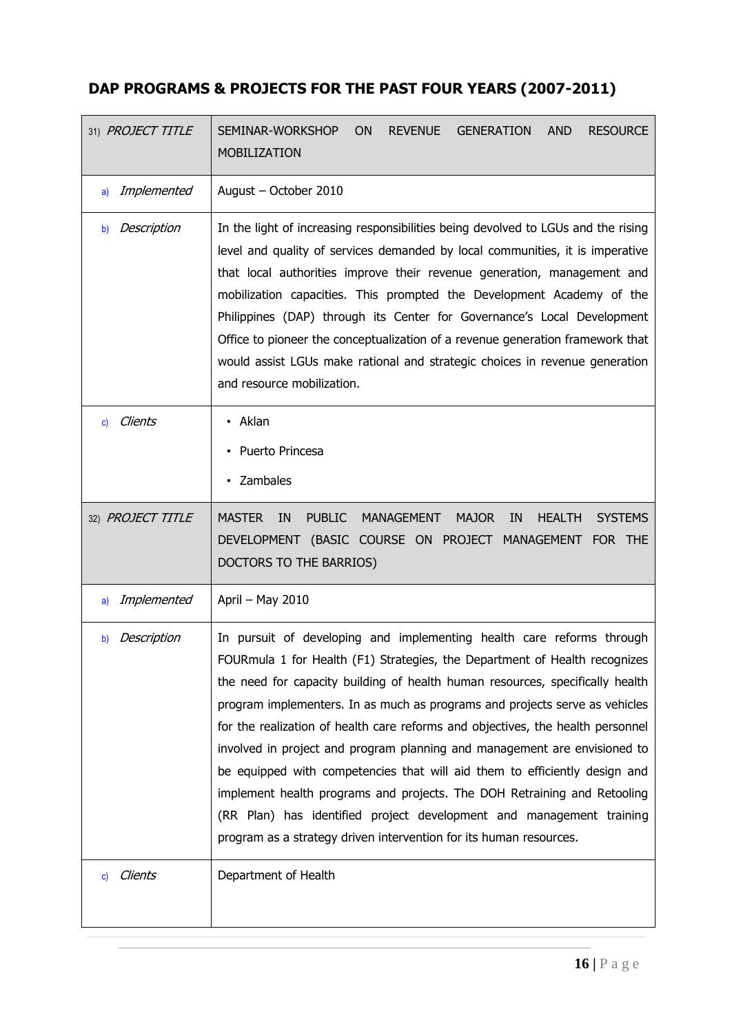## DAP PROGRAMS & PROJECTS FOR THE PAST FOUR YEARS (2007-2011)

| 31) *PROJECT TITLE* | SEMINAR-WORKSHOP ON REVENUE GENERATION AND RESOURCE MOBILIZATION |
|---|---|
| a) *Implemented* | August – October 2010 |
| b) *Description* | In the light of increasing responsibilities being devolved to LGUs and the rising level and quality of services demanded by local communities, it is imperative that local authorities improve their revenue generation, management and mobilization capacities. This prompted the Development Academy of the Philippines (DAP) through its Center for Governance's Local Development Office to pioneer the conceptualization of a revenue generation framework that would assist LGUs make rational and strategic choices in revenue generation and resource mobilization. |
| c) *Clients* | • Aklan<br>• Puerto Princesa<br>• Zambales |
| 32) *PROJECT TITLE* | MASTER IN PUBLIC MANAGEMENT MAJOR IN HEALTH SYSTEMS DEVELOPMENT (BASIC COURSE ON PROJECT MANAGEMENT FOR THE DOCTORS TO THE BARRIOS) |
| a) *Implemented* | April – May 2010 |
| b) *Description* | In pursuit of developing and implementing health care reforms through FOURmula 1 for Health (F1) Strategies, the Department of Health recognizes the need for capacity building of health human resources, specifically health program implementers. In as much as programs and projects serve as vehicles for the realization of health care reforms and objectives, the health personnel involved in project and program planning and management are envisioned to be equipped with competencies that will aid them to efficiently design and implement health programs and projects. The DOH Retraining and Retooling (RR Plan) has identified project development and management training program as a strategy driven intervention for its human resources. |
| c) *Clients* | Department of Health |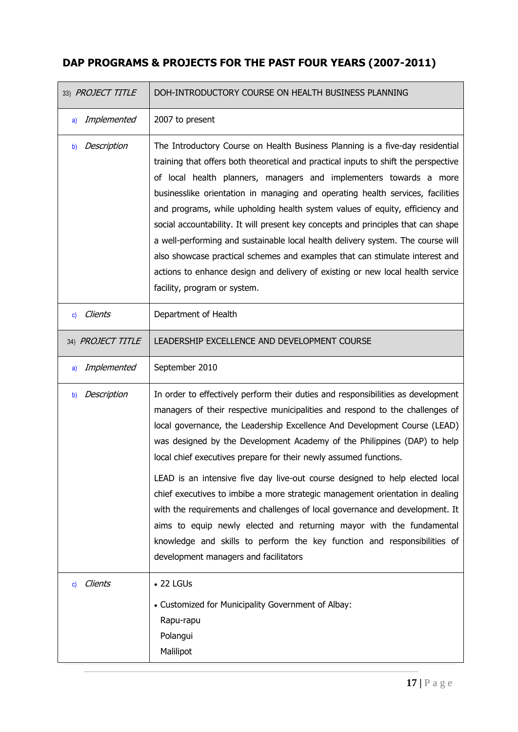## DAP PROGRAMS & PROJECTS FOR THE PAST FOUR YEARS (2007-2011)

| 33) *PROJECT TITLE* | DOH-INTRODUCTORY COURSE ON HEALTH BUSINESS PLANNING |
|---|---|
| a) *Implemented* | 2007 to present |
| b) *Description* | The Introductory Course on Health Business Planning is a five-day residential training that offers both theoretical and practical inputs to shift the perspective of local health planners, managers and implementers towards a more businesslike orientation in managing and operating health services, facilities and programs, while upholding health system values of equity, efficiency and social accountability. It will present key concepts and principles that can shape a well-performing and sustainable local health delivery system. The course will also showcase practical schemes and examples that can stimulate interest and actions to enhance design and delivery of existing or new local health service facility, program or system. |
| c) *Clients* | Department of Health |
| 34) *PROJECT TITLE* | LEADERSHIP EXCELLENCE AND DEVELOPMENT COURSE |
| a) *Implemented* | September 2010 |
| b) *Description* | In order to effectively perform their duties and responsibilities as development managers of their respective municipalities and respond to the challenges of local governance, the Leadership Excellence And Development Course (LEAD) was designed by the Development Academy of the Philippines (DAP) to help local chief executives prepare for their newly assumed functions.<br><br>LEAD is an intensive five day live-out course designed to help elected local chief executives to imbibe a more strategic management orientation in dealing with the requirements and challenges of local governance and development. It aims to equip newly elected and returning mayor with the fundamental knowledge and skills to perform the key function and responsibilities of development managers and facilitators |
| c) *Clients* | • 22 LGUs<br>• Customized for Municipality Government of Albay:<br>Rapu-rapu<br>Polangui<br>Malilipot |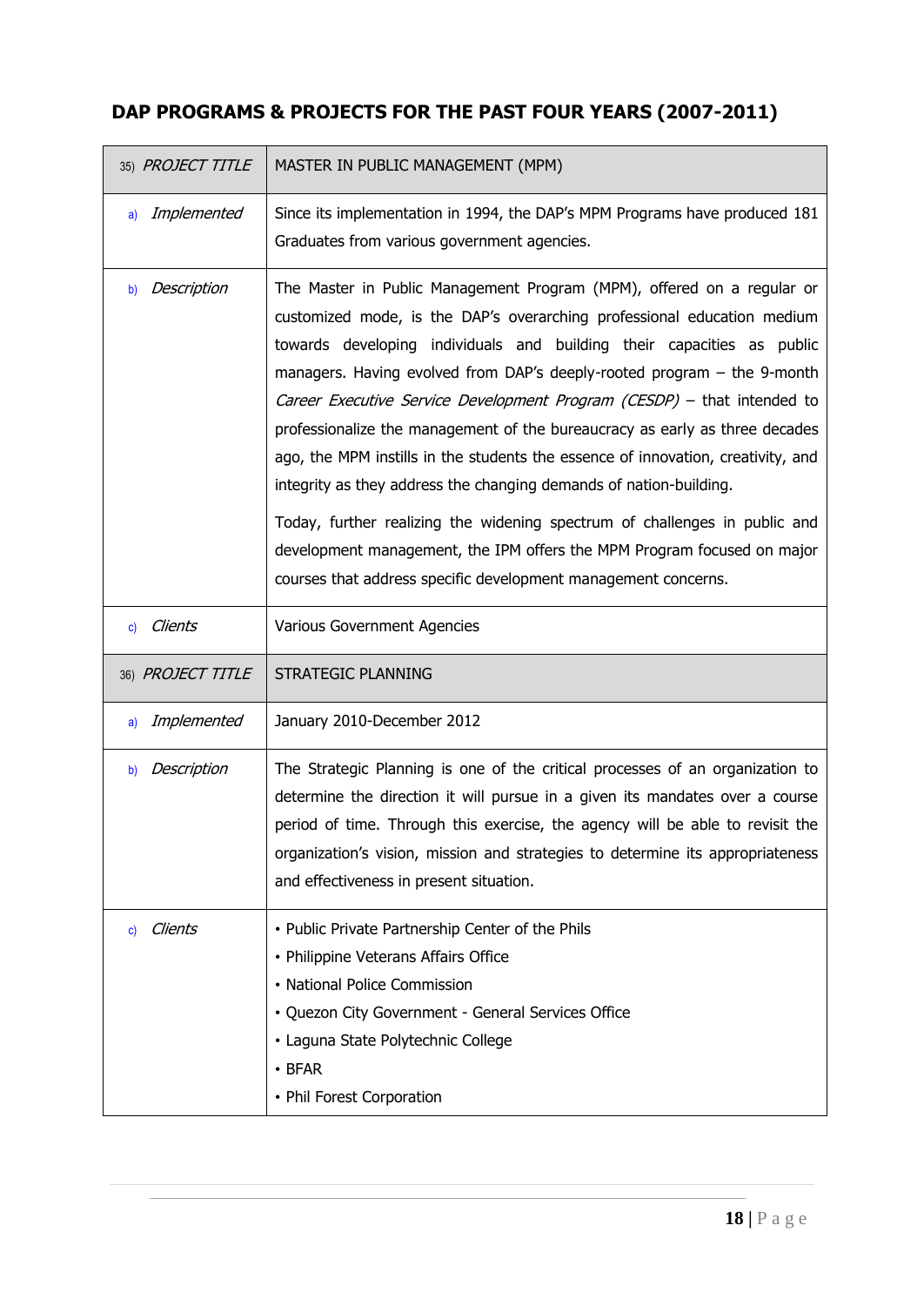## DAP PROGRAMS & PROJECTS FOR THE PAST FOUR YEARS (2007-2011)

| | |
|---|---|
| 35) *PROJECT TITLE* | MASTER IN PUBLIC MANAGEMENT (MPM) |
| a) *Implemented* | Since its implementation in 1994, the DAP's MPM Programs have produced 181 Graduates from various government agencies. |
| b) *Description* | The Master in Public Management Program (MPM), offered on a regular or customized mode, is the DAP's overarching professional education medium towards developing individuals and building their capacities as public managers. Having evolved from DAP's deeply-rooted program – the 9-month *Career Executive Service Development Program (CESDP)* – that intended to professionalize the management of the bureaucracy as early as three decades ago, the MPM instills in the students the essence of innovation, creativity, and integrity as they address the changing demands of nation-building.<br><br>Today, further realizing the widening spectrum of challenges in public and development management, the IPM offers the MPM Program focused on major courses that address specific development management concerns. |
| c) *Clients* | Various Government Agencies |
| 36) *PROJECT TITLE* | STRATEGIC PLANNING |
| a) *Implemented* | January 2010-December 2012 |
| b) *Description* | The Strategic Planning is one of the critical processes of an organization to determine the direction it will pursue in a given its mandates over a course period of time. Through this exercise, the agency will be able to revisit the organization's vision, mission and strategies to determine its appropriateness and effectiveness in present situation. |
| c) *Clients* | • Public Private Partnership Center of the Phils<br>• Philippine Veterans Affairs Office<br>• National Police Commission<br>• Quezon City Government - General Services Office<br>• Laguna State Polytechnic College<br>• BFAR<br>• Phil Forest Corporation |